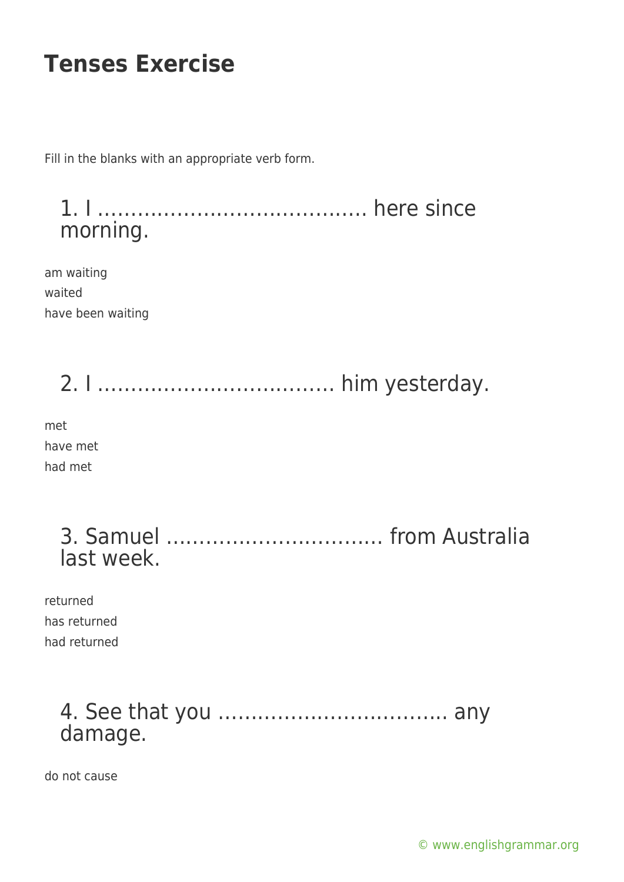# Tenses Exercise

Fill in the blanks with an appropriate verb form.

## 1. I ………………………………….. here since morning.

am waiting
waited
have been waiting

## 2. I ……………………………… him yesterday.

met
have met
had met

## 3. Samuel …………………………… from Australia last week.

returned
has returned
had returned

## 4. See that you …………………………….. any damage.

do not cause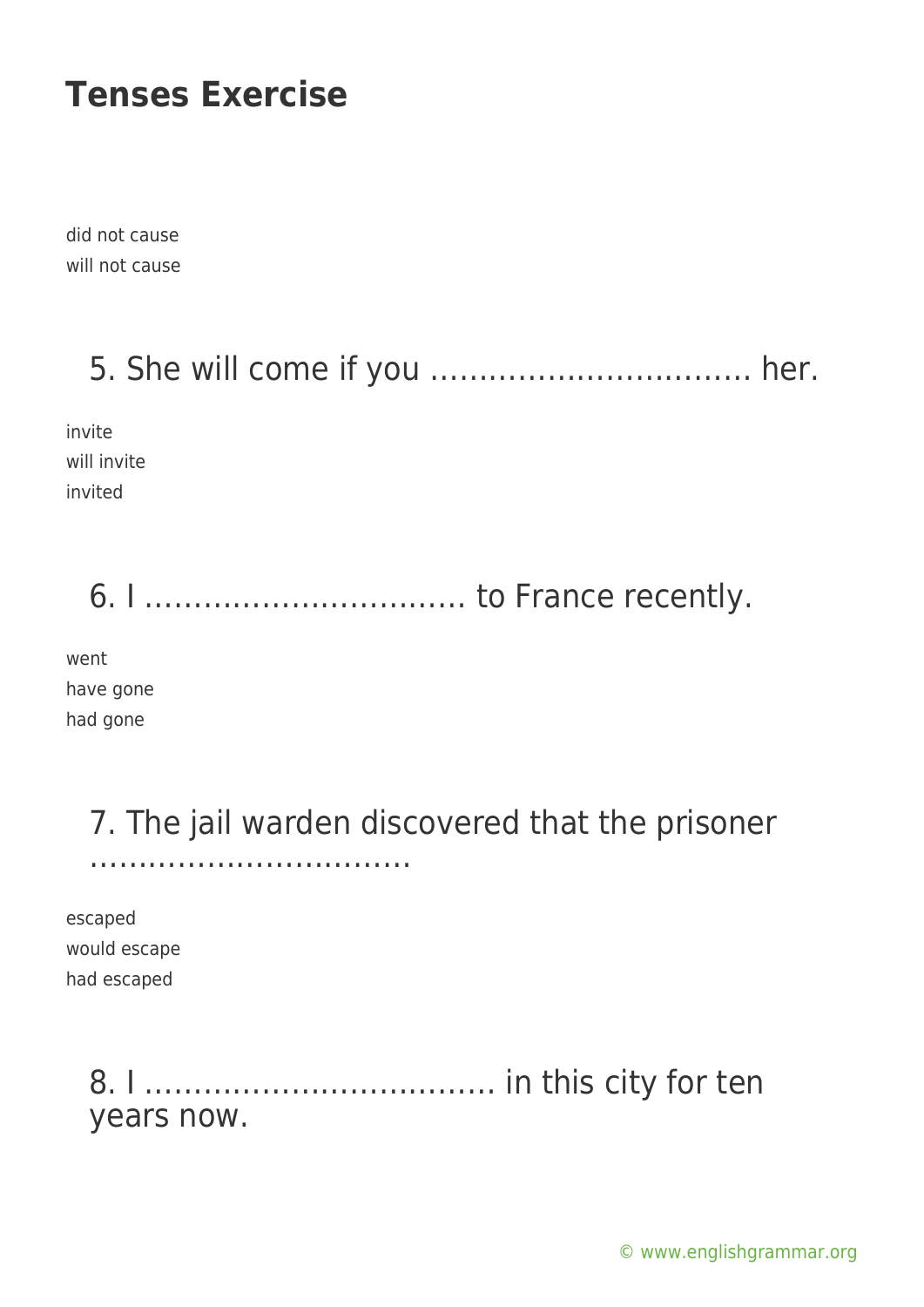did not cause
will not cause

## 5. She will come if you …………………………… her.

invite
will invite
invited

## 6. I …………………………… to France recently.

went
have gone
had gone

## 7. The jail warden discovered that the prisoner ……………………………

escaped
would escape
had escaped

## 8. I ……………………………… in this city for ten years now.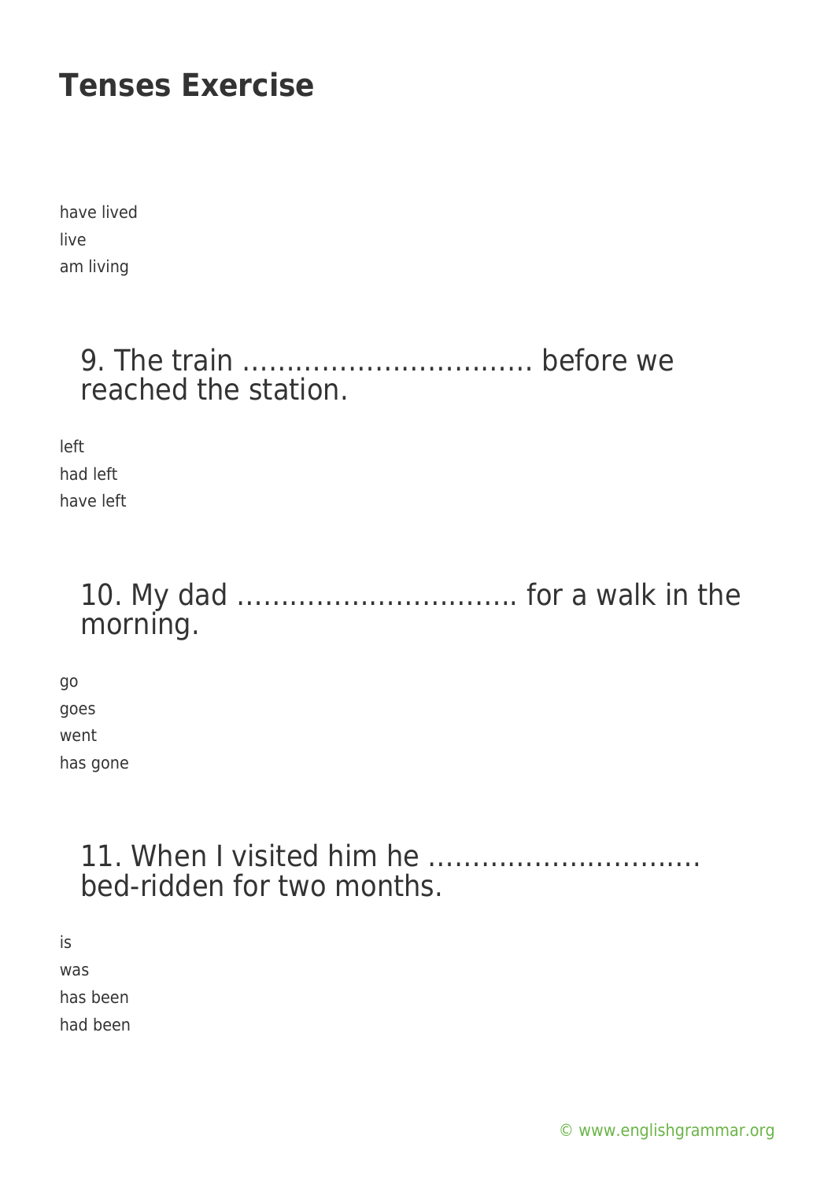have lived
live
am living

### 9. The train …………………………… before we reached the station.

left
had left
have left

### 10. My dad ………………………….. for a walk in the morning.

go
goes
went
has gone

### 11. When I visited him he ………………………… bed-ridden for two months.

is
was
has been
had been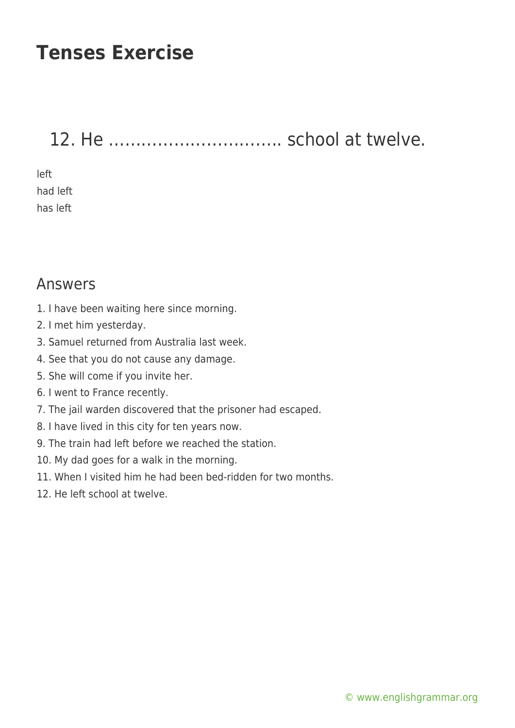# Tenses Exercise

## 12. He ………………………….. school at twelve.

left
had left
has left

## Answers

1. I have been waiting here since morning.
2. I met him yesterday.
3. Samuel returned from Australia last week.
4. See that you do not cause any damage.
5. She will come if you invite her.
6. I went to France recently.
7. The jail warden discovered that the prisoner had escaped.
8. I have lived in this city for ten years now.
9. The train had left before we reached the station.
10. My dad goes for a walk in the morning.
11. When I visited him he had been bed-ridden for two months.
12. He left school at twelve.

© www.englishgrammar.org